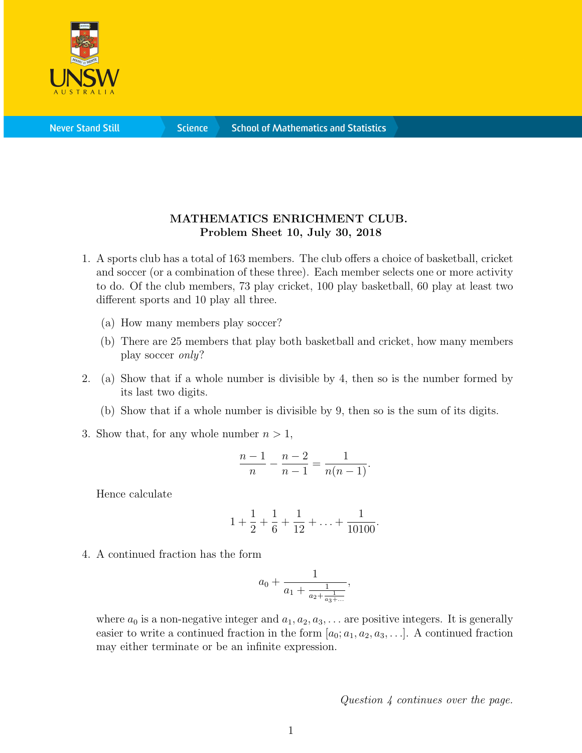**MATHEMATICS ENRICHMENT CLUB.**
**Problem Sheet 10, July 30, 2018**

1. A sports club has a total of 163 members. The club offers a choice of basketball, cricket and soccer (or a combination of these three). Each member selects one or more activity to do. Of the club members, 73 play cricket, 100 play basketball, 60 play at least two different sports and 10 play all three.

   (a) How many members play soccer?

   (b) There are 25 members that play both basketball and cricket, how many members play soccer *only*?

2. (a) Show that if a whole number is divisible by 4, then so is the number formed by its last two digits.

   (b) Show that if a whole number is divisible by 9, then so is the sum of its digits.

3. Show that, for any whole number $n > 1$,

$$\frac{n-1}{n} - \frac{n-2}{n-1} = \frac{1}{n(n-1)}.$$

   Hence calculate

$$1 + \frac{1}{2} + \frac{1}{6} + \frac{1}{12} + \ldots + \frac{1}{10100}.$$

4. A continued fraction has the form

$$a_0 + \cfrac{1}{a_1 + \cfrac{1}{a_2 + \cfrac{1}{a_3 + \ldots}}},$$

   where $a_0$ is a non-negative integer and $a_1, a_2, a_3, \ldots$ are positive integers. It is generally easier to write a continued fraction in the form $[a_0; a_1, a_2, a_3, \ldots]$. A continued fraction may either terminate or be an infinite expression.

*Question 4 continues over the page.*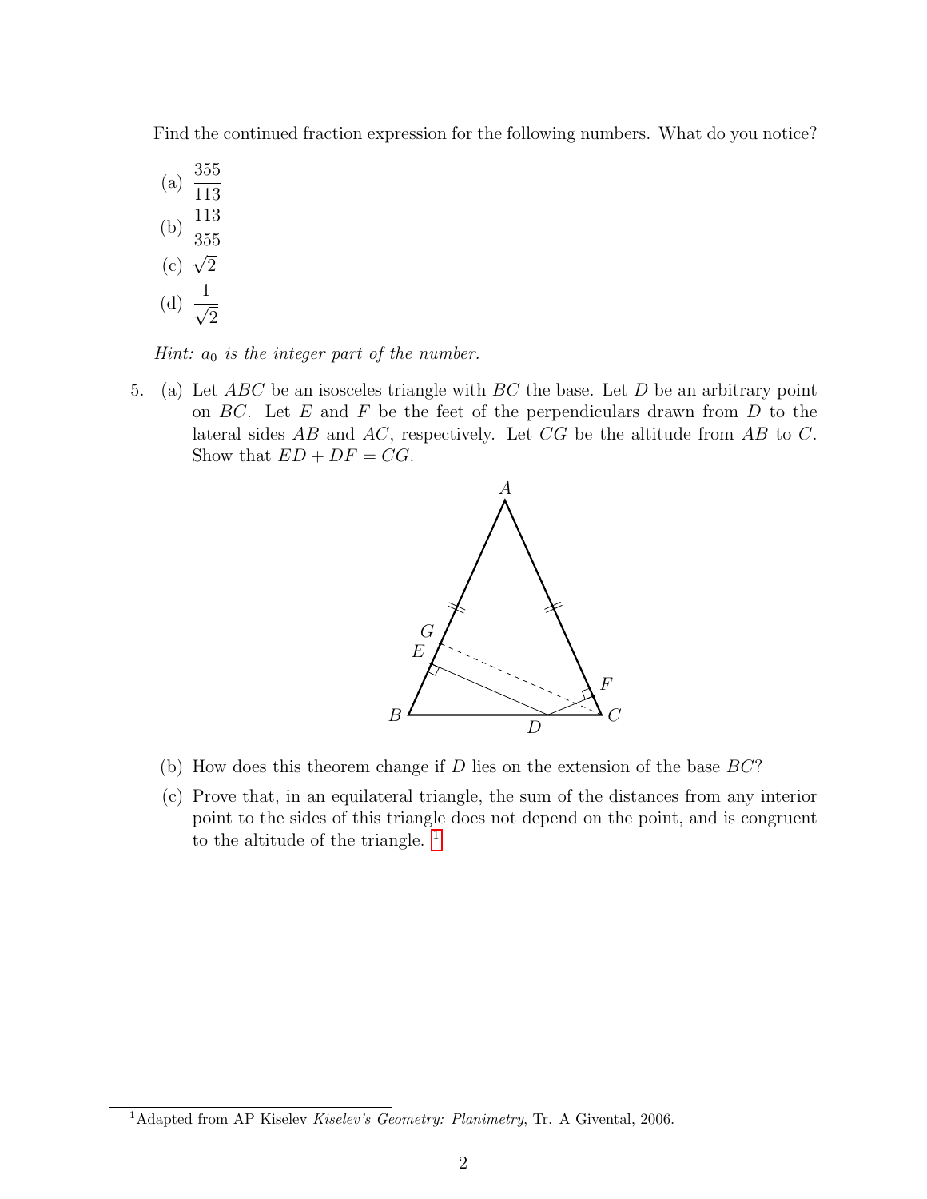Find the continued fraction expression for the following numbers. What do you notice?

(a) $\dfrac{355}{113}$

(b) $\dfrac{113}{355}$

(c) $\sqrt{2}$

(d) $\dfrac{1}{\sqrt{2}}$

*Hint: $a_0$ is the integer part of the number.*

5. (a) Let $ABC$ be an isosceles triangle with $BC$ the base. Let $D$ be an arbitrary point on $BC$. Let $E$ and $F$ be the feet of the perpendiculars drawn from $D$ to the lateral sides $AB$ and $AC$, respectively. Let $CG$ be the altitude from $AB$ to $C$. Show that $ED + DF = CG$.

   (b) How does this theorem change if $D$ lies on the extension of the base $BC$?

   (c) Prove that, in an equilateral triangle, the sum of the distances from any interior point to the sides of this triangle does not depend on the point, and is congruent to the altitude of the triangle. [1]

[1] Adapted from AP Kiselev *Kiselev's Geometry: Planimetry*, Tr. A Givental, 2006.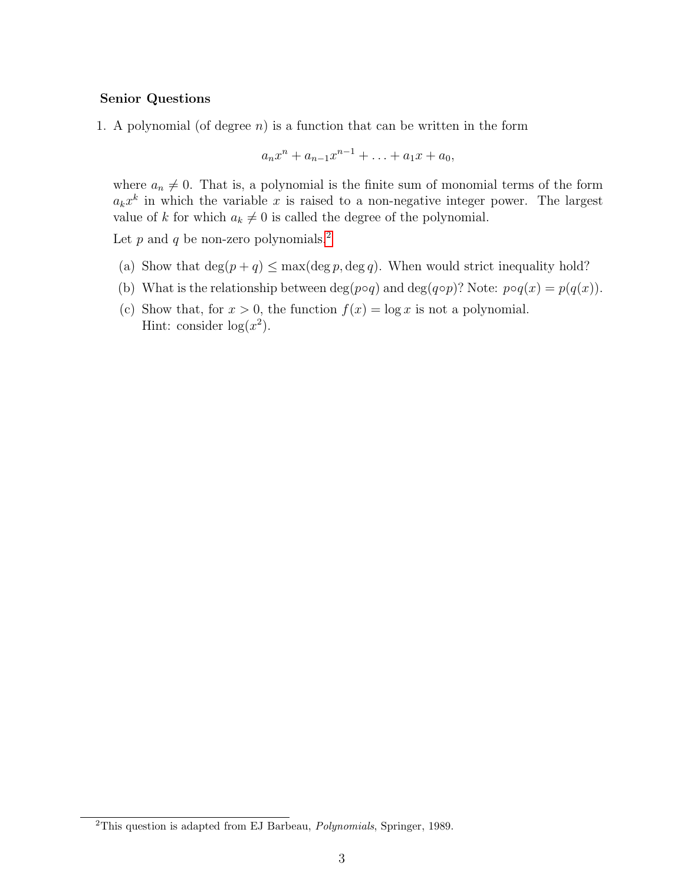**Senior Questions**

1. A polynomial (of degree $n$) is a function that can be written in the form

$$a_n x^n + a_{n-1}x^{n-1} + \ldots + a_1 x + a_0,$$

where $a_n \neq 0$. That is, a polynomial is the finite sum of monomial terms of the form $a_k x^k$ in which the variable $x$ is raised to a non-negative integer power. The largest value of $k$ for which $a_k \neq 0$ is called the degree of the polynomial.

Let $p$ and $q$ be non-zero polynomials.[2]

(a) Show that $\deg(p + q) \leq \max(\deg p, \deg q)$. When would strict inequality hold?

(b) What is the relationship between $\deg(p \circ q)$ and $\deg(q \circ p)$? Note: $p \circ q(x) = p(q(x))$.

(c) Show that, for $x > 0$, the function $f(x) = \log x$ is not a polynomial.
Hint: consider $\log(x^2)$.

[2]This question is adapted from EJ Barbeau, *Polynomials*, Springer, 1989.